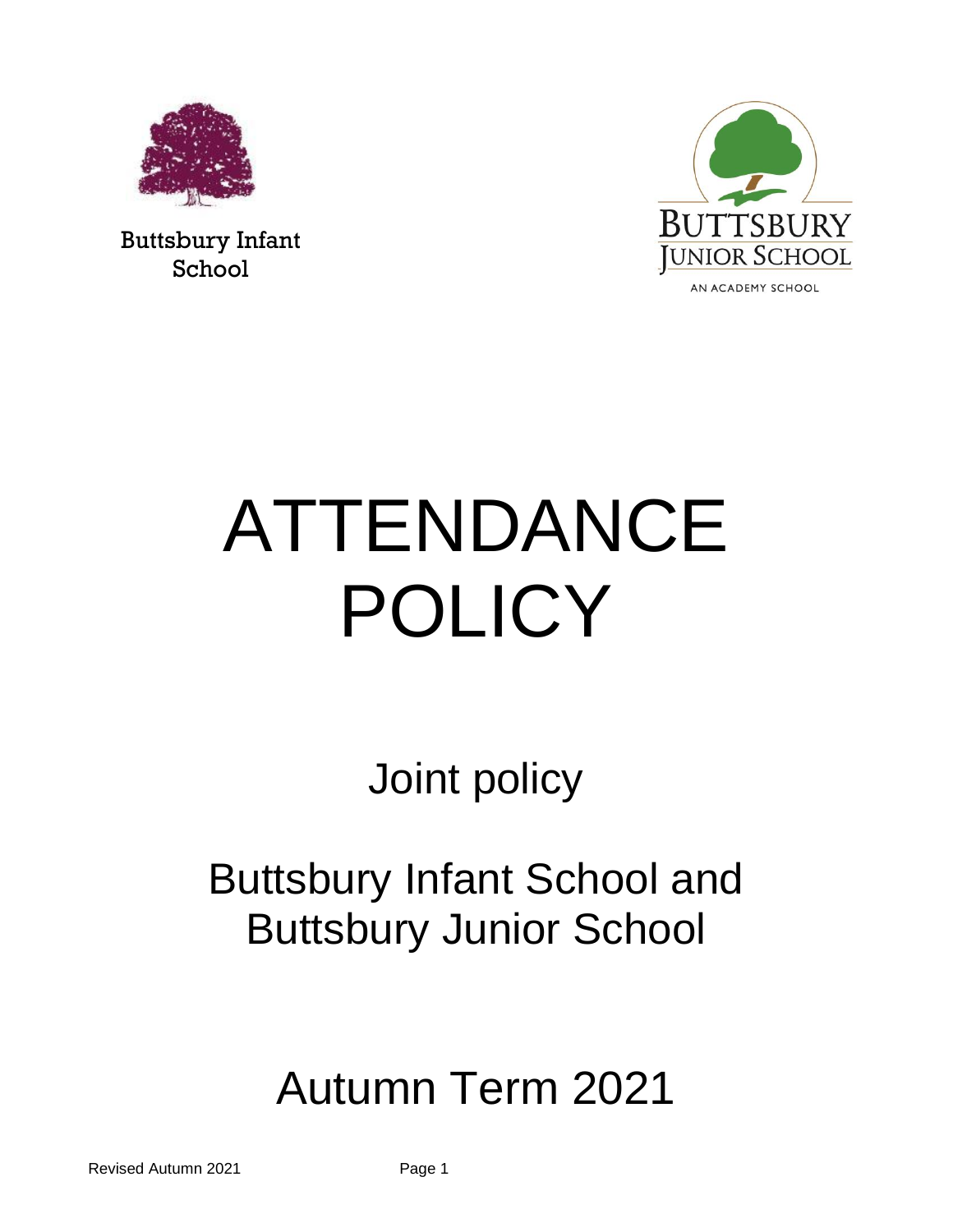Buttsbury Infant School

BUTTSBURY JUNIOR SCHOOL

AN ACADEMY SCHOOL

# ATTENDANCE POLICY

## Joint policy

## Buttsbury Infant School and Buttsbury Junior School

## Autumn Term 2021

Revised Autumn 2021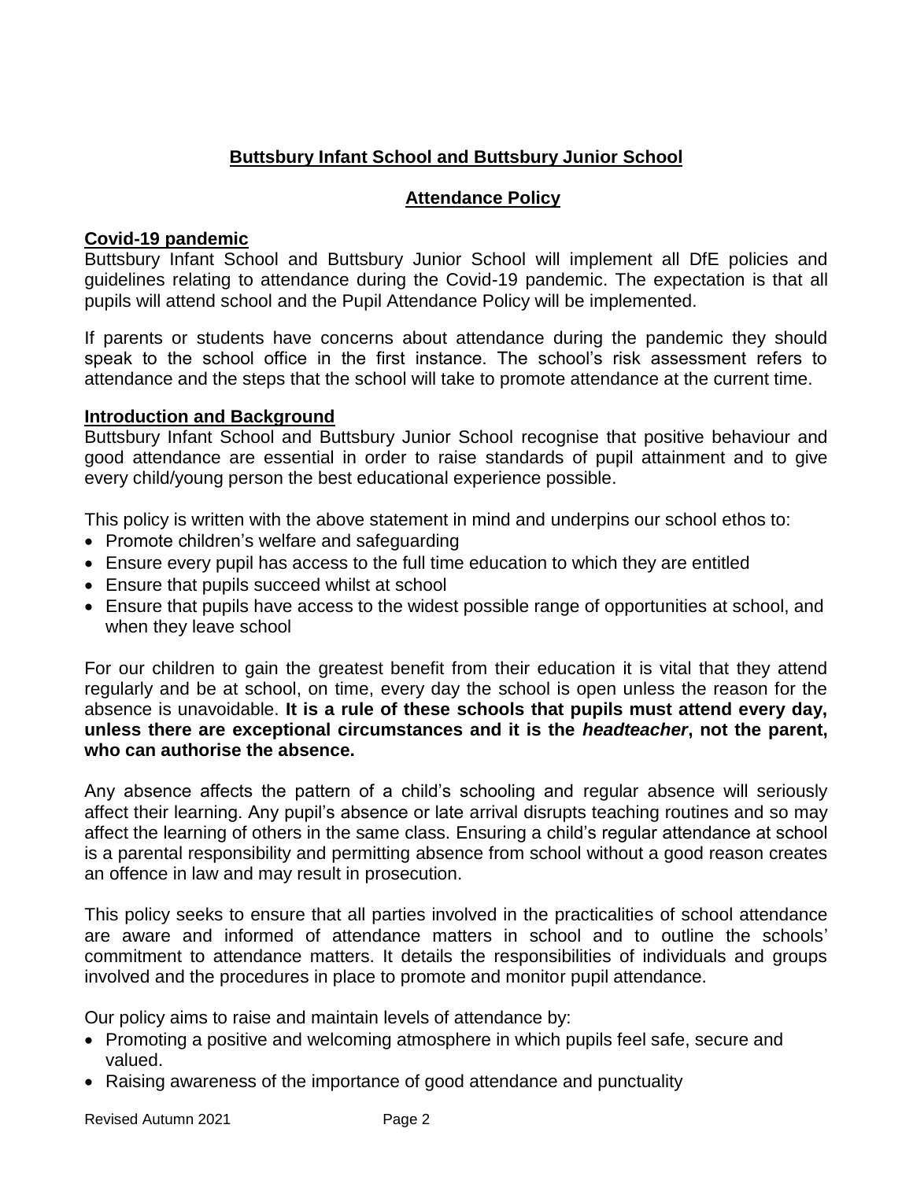# Buttsbury Infant School and Buttsbury Junior School

## Attendance Policy

### Covid-19 pandemic

Buttsbury Infant School and Buttsbury Junior School will implement all DfE policies and guidelines relating to attendance during the Covid-19 pandemic. The expectation is that all pupils will attend school and the Pupil Attendance Policy will be implemented.

If parents or students have concerns about attendance during the pandemic they should speak to the school office in the first instance. The school's risk assessment refers to attendance and the steps that the school will take to promote attendance at the current time.

### Introduction and Background

Buttsbury Infant School and Buttsbury Junior School recognise that positive behaviour and good attendance are essential in order to raise standards of pupil attainment and to give every child/young person the best educational experience possible.

This policy is written with the above statement in mind and underpins our school ethos to:

- Promote children's welfare and safeguarding
- Ensure every pupil has access to the full time education to which they are entitled
- Ensure that pupils succeed whilst at school
- Ensure that pupils have access to the widest possible range of opportunities at school, and when they leave school

For our children to gain the greatest benefit from their education it is vital that they attend regularly and be at school, on time, every day the school is open unless the reason for the absence is unavoidable. **It is a rule of these schools that pupils must attend every day, unless there are exceptional circumstances and it is the *headteacher*, not the parent, who can authorise the absence.**

Any absence affects the pattern of a child's schooling and regular absence will seriously affect their learning. Any pupil's absence or late arrival disrupts teaching routines and so may affect the learning of others in the same class. Ensuring a child's regular attendance at school is a parental responsibility and permitting absence from school without a good reason creates an offence in law and may result in prosecution.

This policy seeks to ensure that all parties involved in the practicalities of school attendance are aware and informed of attendance matters in school and to outline the schools' commitment to attendance matters. It details the responsibilities of individuals and groups involved and the procedures in place to promote and monitor pupil attendance.

Our policy aims to raise and maintain levels of attendance by:

- Promoting a positive and welcoming atmosphere in which pupils feel safe, secure and valued.
- Raising awareness of the importance of good attendance and punctuality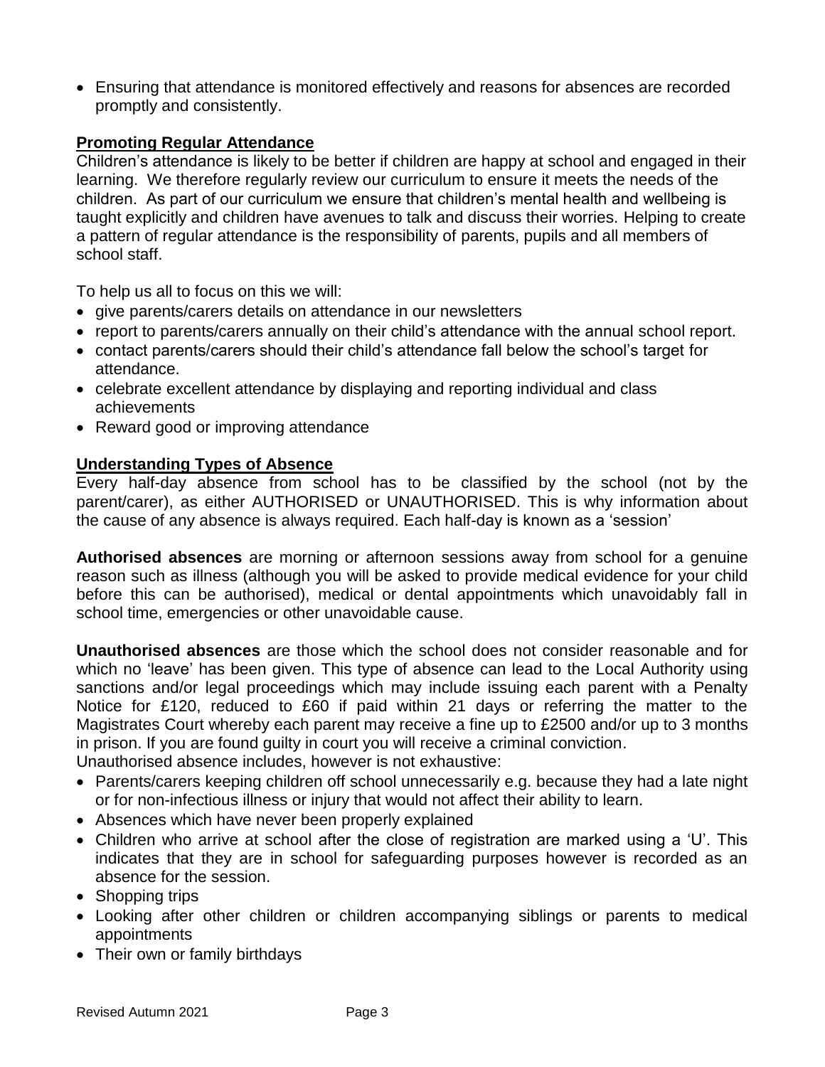- Ensuring that attendance is monitored effectively and reasons for absences are recorded promptly and consistently.

## Promoting Regular Attendance

Children's attendance is likely to be better if children are happy at school and engaged in their learning. We therefore regularly review our curriculum to ensure it meets the needs of the children. As part of our curriculum we ensure that children's mental health and wellbeing is taught explicitly and children have avenues to talk and discuss their worries. Helping to create a pattern of regular attendance is the responsibility of parents, pupils and all members of school staff.

To help us all to focus on this we will:

- give parents/carers details on attendance in our newsletters
- report to parents/carers annually on their child's attendance with the annual school report.
- contact parents/carers should their child's attendance fall below the school's target for attendance.
- celebrate excellent attendance by displaying and reporting individual and class achievements
- Reward good or improving attendance

## Understanding Types of Absence

Every half-day absence from school has to be classified by the school (not by the parent/carer), as either AUTHORISED or UNAUTHORISED. This is why information about the cause of any absence is always required. Each half-day is known as a 'session'

**Authorised absences** are morning or afternoon sessions away from school for a genuine reason such as illness (although you will be asked to provide medical evidence for your child before this can be authorised), medical or dental appointments which unavoidably fall in school time, emergencies or other unavoidable cause.

**Unauthorised absences** are those which the school does not consider reasonable and for which no 'leave' has been given. This type of absence can lead to the Local Authority using sanctions and/or legal proceedings which may include issuing each parent with a Penalty Notice for £120, reduced to £60 if paid within 21 days or referring the matter to the Magistrates Court whereby each parent may receive a fine up to £2500 and/or up to 3 months in prison. If you are found guilty in court you will receive a criminal conviction.

Unauthorised absence includes, however is not exhaustive:

- Parents/carers keeping children off school unnecessarily e.g. because they had a late night or for non-infectious illness or injury that would not affect their ability to learn.
- Absences which have never been properly explained
- Children who arrive at school after the close of registration are marked using a 'U'. This indicates that they are in school for safeguarding purposes however is recorded as an absence for the session.
- Shopping trips
- Looking after other children or children accompanying siblings or parents to medical appointments
- Their own or family birthdays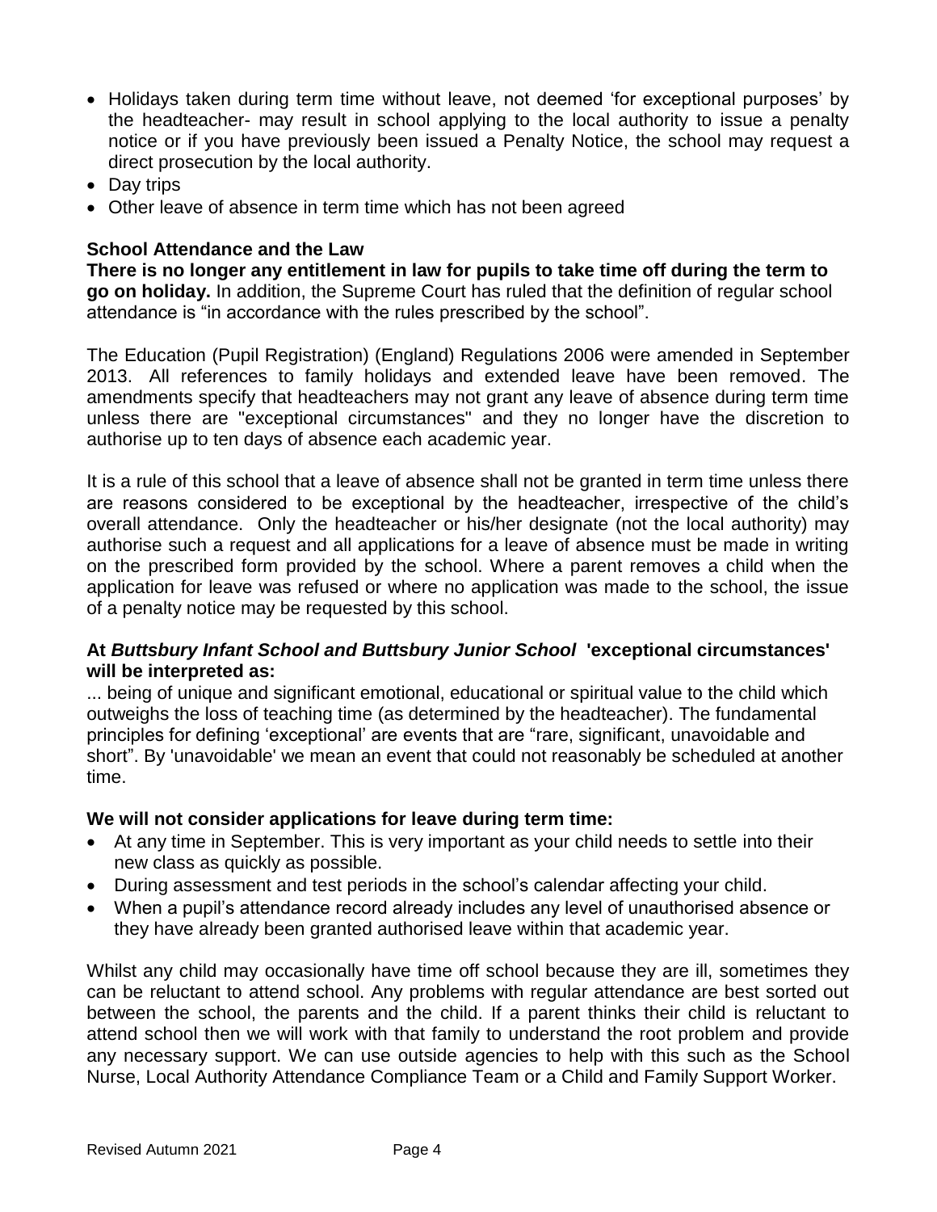- Holidays taken during term time without leave, not deemed 'for exceptional purposes' by the headteacher- may result in school applying to the local authority to issue a penalty notice or if you have previously been issued a Penalty Notice, the school may request a direct prosecution by the local authority.
- Day trips
- Other leave of absence in term time which has not been agreed

**School Attendance and the Law**

**There is no longer any entitlement in law for pupils to take time off during the term to go on holiday.** In addition, the Supreme Court has ruled that the definition of regular school attendance is "in accordance with the rules prescribed by the school".

The Education (Pupil Registration) (England) Regulations 2006 were amended in September 2013. All references to family holidays and extended leave have been removed. The amendments specify that headteachers may not grant any leave of absence during term time unless there are "exceptional circumstances" and they no longer have the discretion to authorise up to ten days of absence each academic year.

It is a rule of this school that a leave of absence shall not be granted in term time unless there are reasons considered to be exceptional by the headteacher, irrespective of the child's overall attendance. Only the headteacher or his/her designate (not the local authority) may authorise such a request and all applications for a leave of absence must be made in writing on the prescribed form provided by the school. Where a parent removes a child when the application for leave was refused or where no application was made to the school, the issue of a penalty notice may be requested by this school.

**At *Buttsbury Infant School and Buttsbury Junior School* 'exceptional circumstances' will be interpreted as:**

... being of unique and significant emotional, educational or spiritual value to the child which outweighs the loss of teaching time (as determined by the headteacher). The fundamental principles for defining 'exceptional' are events that are "rare, significant, unavoidable and short". By 'unavoidable' we mean an event that could not reasonably be scheduled at another time.

**We will not consider applications for leave during term time:**

- At any time in September. This is very important as your child needs to settle into their new class as quickly as possible.
- During assessment and test periods in the school's calendar affecting your child.
- When a pupil's attendance record already includes any level of unauthorised absence or they have already been granted authorised leave within that academic year.

Whilst any child may occasionally have time off school because they are ill, sometimes they can be reluctant to attend school. Any problems with regular attendance are best sorted out between the school, the parents and the child. If a parent thinks their child is reluctant to attend school then we will work with that family to understand the root problem and provide any necessary support. We can use outside agencies to help with this such as the School Nurse, Local Authority Attendance Compliance Team or a Child and Family Support Worker.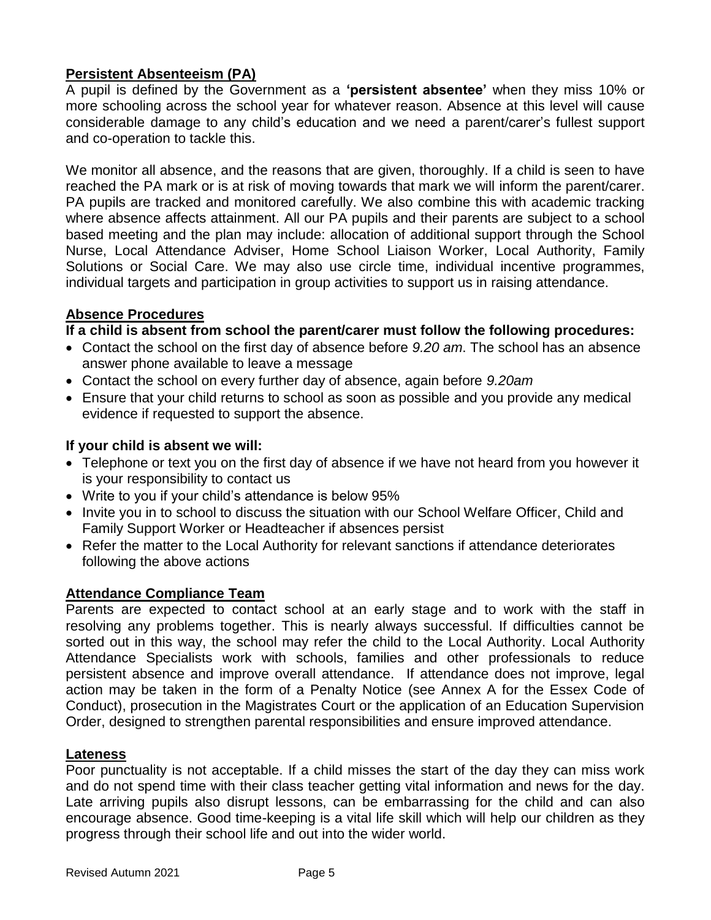## Persistent Absenteeism (PA)

A pupil is defined by the Government as a **'persistent absentee'** when they miss 10% or more schooling across the school year for whatever reason. Absence at this level will cause considerable damage to any child's education and we need a parent/carer's fullest support and co-operation to tackle this.

We monitor all absence, and the reasons that are given, thoroughly. If a child is seen to have reached the PA mark or is at risk of moving towards that mark we will inform the parent/carer. PA pupils are tracked and monitored carefully. We also combine this with academic tracking where absence affects attainment. All our PA pupils and their parents are subject to a school based meeting and the plan may include: allocation of additional support through the School Nurse, Local Attendance Adviser, Home School Liaison Worker, Local Authority, Family Solutions or Social Care. We may also use circle time, individual incentive programmes, individual targets and participation in group activities to support us in raising attendance.

## Absence Procedures

**If a child is absent from school the parent/carer must follow the following procedures:**

- Contact the school on the first day of absence before *9.20 am*. The school has an absence answer phone available to leave a message
- Contact the school on every further day of absence, again before *9.20am*
- Ensure that your child returns to school as soon as possible and you provide any medical evidence if requested to support the absence.

**If your child is absent we will:**

- Telephone or text you on the first day of absence if we have not heard from you however it is your responsibility to contact us
- Write to you if your child's attendance is below 95%
- Invite you in to school to discuss the situation with our School Welfare Officer, Child and Family Support Worker or Headteacher if absences persist
- Refer the matter to the Local Authority for relevant sanctions if attendance deteriorates following the above actions

## Attendance Compliance Team

Parents are expected to contact school at an early stage and to work with the staff in resolving any problems together. This is nearly always successful. If difficulties cannot be sorted out in this way, the school may refer the child to the Local Authority. Local Authority Attendance Specialists work with schools, families and other professionals to reduce persistent absence and improve overall attendance. If attendance does not improve, legal action may be taken in the form of a Penalty Notice (see Annex A for the Essex Code of Conduct), prosecution in the Magistrates Court or the application of an Education Supervision Order, designed to strengthen parental responsibilities and ensure improved attendance.

## Lateness

Poor punctuality is not acceptable. If a child misses the start of the day they can miss work and do not spend time with their class teacher getting vital information and news for the day. Late arriving pupils also disrupt lessons, can be embarrassing for the child and can also encourage absence. Good time-keeping is a vital life skill which will help our children as they progress through their school life and out into the wider world.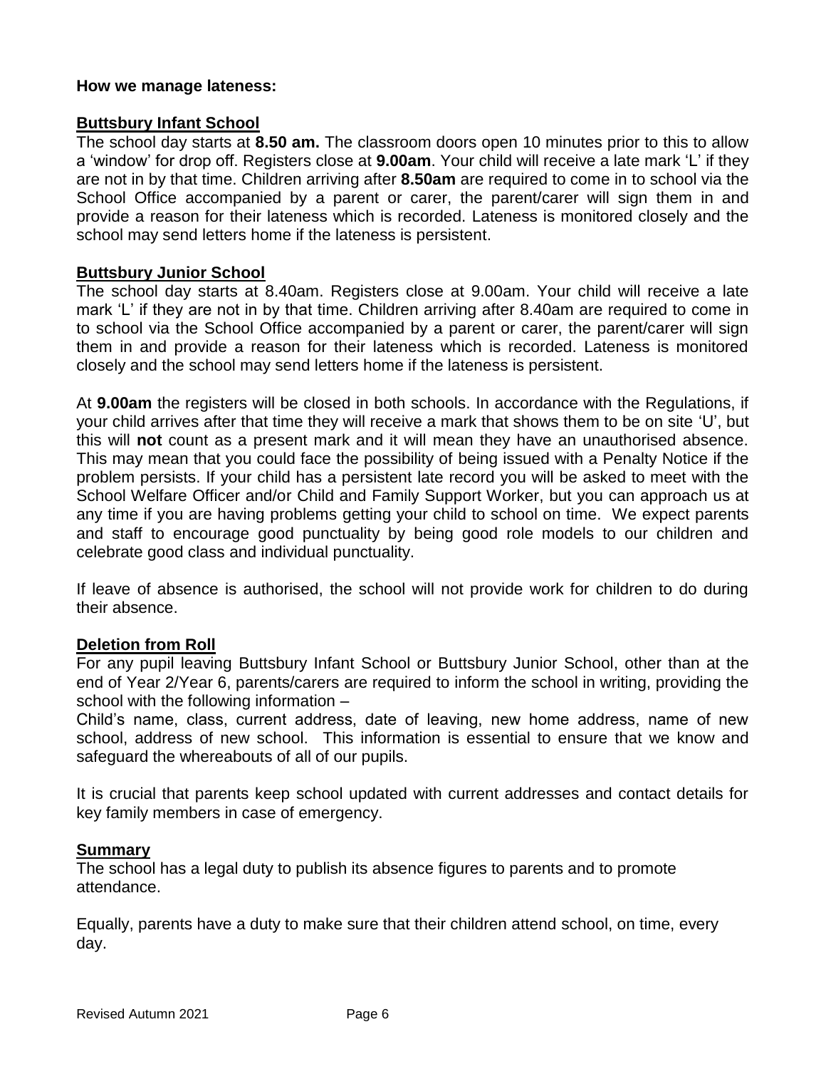**How we manage lateness:**

## Buttsbury Infant School

The school day starts at **8.50 am.** The classroom doors open 10 minutes prior to this to allow a 'window' for drop off. Registers close at **9.00am**. Your child will receive a late mark 'L' if they are not in by that time. Children arriving after **8.50am** are required to come in to school via the School Office accompanied by a parent or carer, the parent/carer will sign them in and provide a reason for their lateness which is recorded. Lateness is monitored closely and the school may send letters home if the lateness is persistent.

## Buttsbury Junior School

The school day starts at 8.40am. Registers close at 9.00am. Your child will receive a late mark 'L' if they are not in by that time. Children arriving after 8.40am are required to come in to school via the School Office accompanied by a parent or carer, the parent/carer will sign them in and provide a reason for their lateness which is recorded. Lateness is monitored closely and the school may send letters home if the lateness is persistent.

At **9.00am** the registers will be closed in both schools. In accordance with the Regulations, if your child arrives after that time they will receive a mark that shows them to be on site 'U', but this will **not** count as a present mark and it will mean they have an unauthorised absence. This may mean that you could face the possibility of being issued with a Penalty Notice if the problem persists. If your child has a persistent late record you will be asked to meet with the School Welfare Officer and/or Child and Family Support Worker, but you can approach us at any time if you are having problems getting your child to school on time. We expect parents and staff to encourage good punctuality by being good role models to our children and celebrate good class and individual punctuality.

If leave of absence is authorised, the school will not provide work for children to do during their absence.

## Deletion from Roll

For any pupil leaving Buttsbury Infant School or Buttsbury Junior School, other than at the end of Year 2/Year 6, parents/carers are required to inform the school in writing, providing the school with the following information –

Child's name, class, current address, date of leaving, new home address, name of new school, address of new school. This information is essential to ensure that we know and safeguard the whereabouts of all of our pupils.

It is crucial that parents keep school updated with current addresses and contact details for key family members in case of emergency.

## Summary

The school has a legal duty to publish its absence figures to parents and to promote attendance.

Equally, parents have a duty to make sure that their children attend school, on time, every day.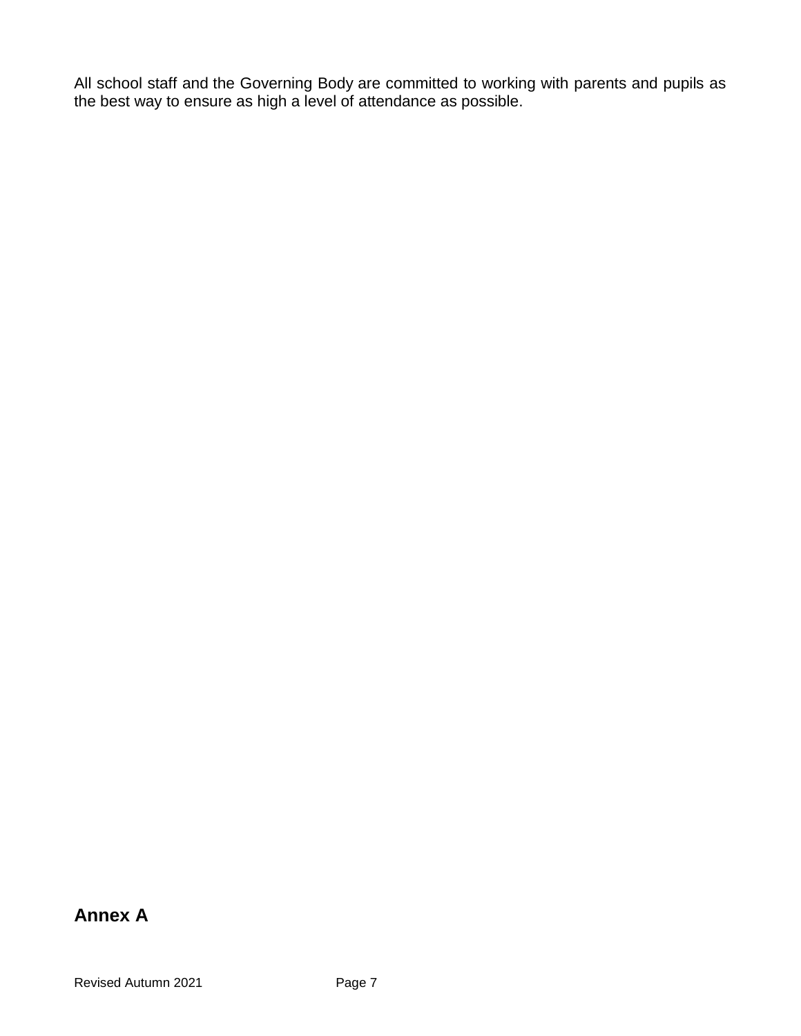All school staff and the Governing Body are committed to working with parents and pupils as the best way to ensure as high a level of attendance as possible.

## Annex A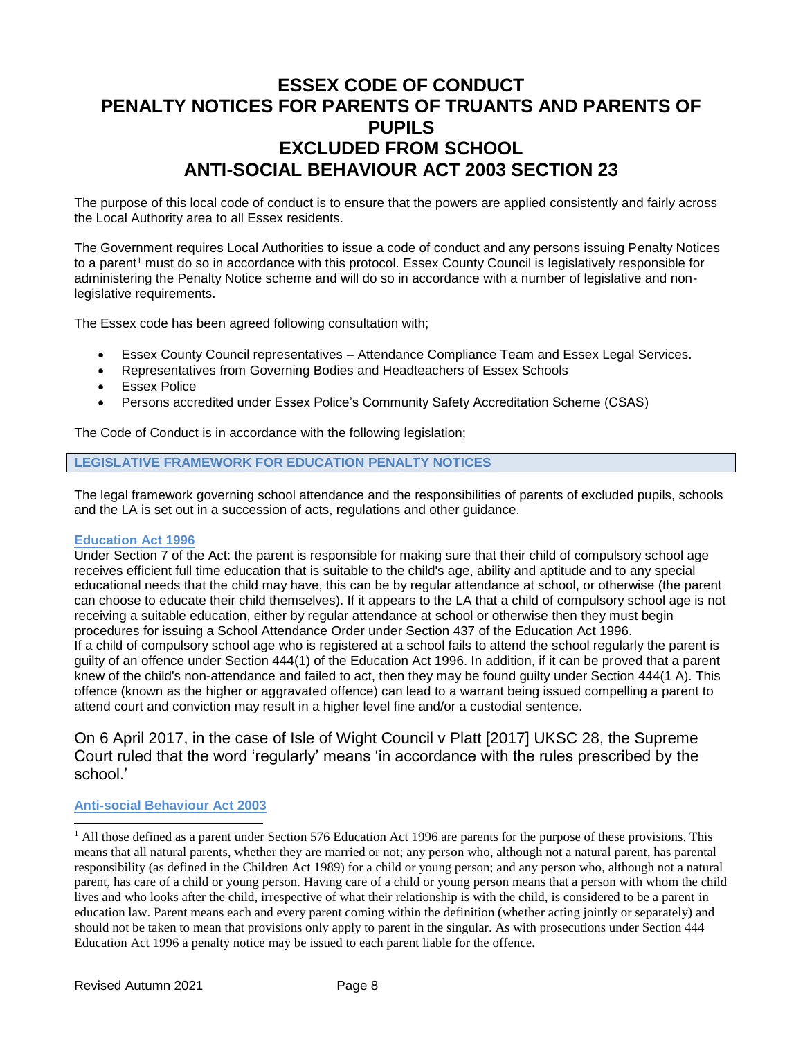# ESSEX CODE OF CONDUCT
# PENALTY NOTICES FOR PARENTS OF TRUANTS AND PARENTS OF PUPILS EXCLUDED FROM SCHOOL
# ANTI-SOCIAL BEHAVIOUR ACT 2003 SECTION 23

The purpose of this local code of conduct is to ensure that the powers are applied consistently and fairly across the Local Authority area to all Essex residents.

The Government requires Local Authorities to issue a code of conduct and any persons issuing Penalty Notices to a parent[1] must do so in accordance with this protocol. Essex County Council is legislatively responsible for administering the Penalty Notice scheme and will do so in accordance with a number of legislative and non-legislative requirements.

The Essex code has been agreed following consultation with;

- Essex County Council representatives – Attendance Compliance Team and Essex Legal Services.
- Representatives from Governing Bodies and Headteachers of Essex Schools
- Essex Police
- Persons accredited under Essex Police's Community Safety Accreditation Scheme (CSAS)

The Code of Conduct is in accordance with the following legislation;

## LEGISLATIVE FRAMEWORK FOR EDUCATION PENALTY NOTICES

The legal framework governing school attendance and the responsibilities of parents of excluded pupils, schools and the LA is set out in a succession of acts, regulations and other guidance.

### Education Act 1996

Under Section 7 of the Act: the parent is responsible for making sure that their child of compulsory school age receives efficient full time education that is suitable to the child's age, ability and aptitude and to any special educational needs that the child may have, this can be by regular attendance at school, or otherwise (the parent can choose to educate their child themselves). If it appears to the LA that a child of compulsory school age is not receiving a suitable education, either by regular attendance at school or otherwise then they must begin procedures for issuing a School Attendance Order under Section 437 of the Education Act 1996.
If a child of compulsory school age who is registered at a school fails to attend the school regularly the parent is guilty of an offence under Section 444(1) of the Education Act 1996. In addition, if it can be proved that a parent knew of the child's non-attendance and failed to act, then they may be found guilty under Section 444(1 A). This offence (known as the higher or aggravated offence) can lead to a warrant being issued compelling a parent to attend court and conviction may result in a higher level fine and/or a custodial sentence.

On 6 April 2017, in the case of Isle of Wight Council v Platt [2017] UKSC 28, the Supreme Court ruled that the word 'regularly' means 'in accordance with the rules prescribed by the school.'

### Anti-social Behaviour Act 2003

[1] All those defined as a parent under Section 576 Education Act 1996 are parents for the purpose of these provisions. This means that all natural parents, whether they are married or not; any person who, although not a natural parent, has parental responsibility (as defined in the Children Act 1989) for a child or young person; and any person who, although not a natural parent, has care of a child or young person. Having care of a child or young person means that a person with whom the child lives and who looks after the child, irrespective of what their relationship is with the child, is considered to be a parent in education law. Parent means each and every parent coming within the definition (whether acting jointly or separately) and should not be taken to mean that provisions only apply to parent in the singular. As with prosecutions under Section 444 Education Act 1996 a penalty notice may be issued to each parent liable for the offence.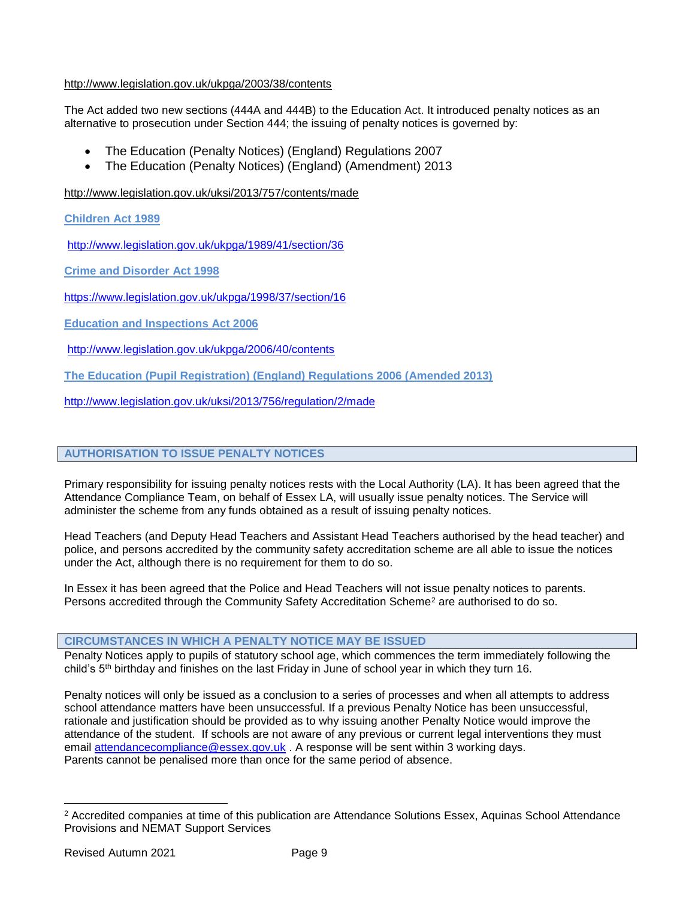http://www.legislation.gov.uk/ukpga/2003/38/contents

The Act added two new sections (444A and 444B) to the Education Act. It introduced penalty notices as an alternative to prosecution under Section 444; the issuing of penalty notices is governed by:

- The Education (Penalty Notices) (England) Regulations 2007
- The Education (Penalty Notices) (England) (Amendment) 2013

http://www.legislation.gov.uk/uksi/2013/757/contents/made

**Children Act 1989**

http://www.legislation.gov.uk/ukpga/1989/41/section/36

**Crime and Disorder Act 1998**

https://www.legislation.gov.uk/ukpga/1998/37/section/16

**Education and Inspections Act 2006**

http://www.legislation.gov.uk/ukpga/2006/40/contents

**The Education (Pupil Registration) (England) Regulations 2006 (Amended 2013)**

http://www.legislation.gov.uk/uksi/2013/756/regulation/2/made

## AUTHORISATION TO ISSUE PENALTY NOTICES

Primary responsibility for issuing penalty notices rests with the Local Authority (LA). It has been agreed that the Attendance Compliance Team, on behalf of Essex LA, will usually issue penalty notices. The Service will administer the scheme from any funds obtained as a result of issuing penalty notices.

Head Teachers (and Deputy Head Teachers and Assistant Head Teachers authorised by the head teacher) and police, and persons accredited by the community safety accreditation scheme are all able to issue the notices under the Act, although there is no requirement for them to do so.

In Essex it has been agreed that the Police and Head Teachers will not issue penalty notices to parents. Persons accredited through the Community Safety Accreditation Scheme[2] are authorised to do so.

## CIRCUMSTANCES IN WHICH A PENALTY NOTICE MAY BE ISSUED

Penalty Notices apply to pupils of statutory school age, which commences the term immediately following the child's 5th birthday and finishes on the last Friday in June of school year in which they turn 16.

Penalty notices will only be issued as a conclusion to a series of processes and when all attempts to address school attendance matters have been unsuccessful. If a previous Penalty Notice has been unsuccessful, rationale and justification should be provided as to why issuing another Penalty Notice would improve the attendance of the student. If schools are not aware of any previous or current legal interventions they must email attendancecompliance@essex.gov.uk . A response will be sent within 3 working days.
Parents cannot be penalised more than once for the same period of absence.

[2] Accredited companies at time of this publication are Attendance Solutions Essex, Aquinas School Attendance Provisions and NEMAT Support Services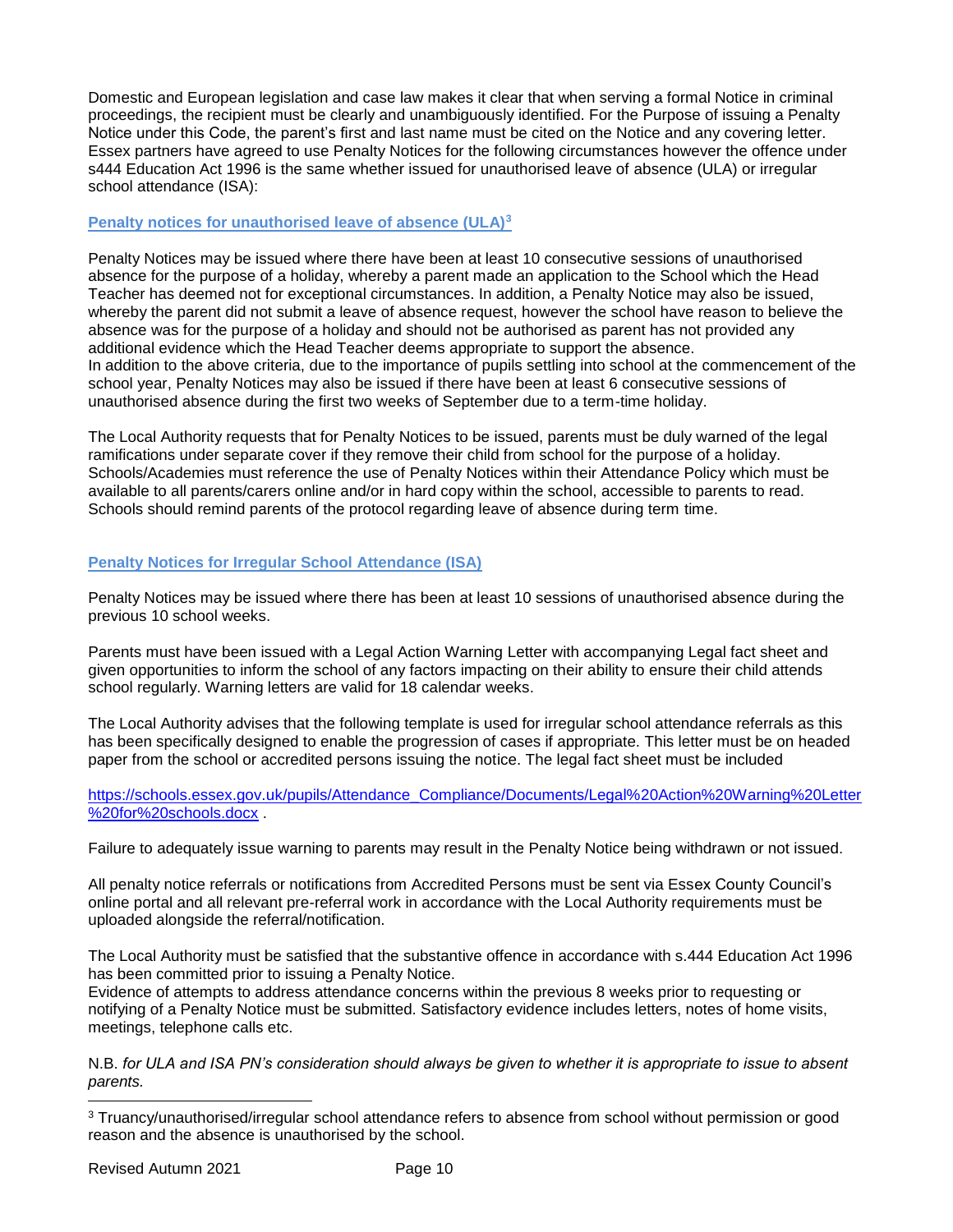Domestic and European legislation and case law makes it clear that when serving a formal Notice in criminal proceedings, the recipient must be clearly and unambiguously identified. For the Purpose of issuing a Penalty Notice under this Code, the parent's first and last name must be cited on the Notice and any covering letter. Essex partners have agreed to use Penalty Notices for the following circumstances however the offence under s444 Education Act 1996 is the same whether issued for unauthorised leave of absence (ULA) or irregular school attendance (ISA):

### Penalty notices for unauthorised leave of absence (ULA)[3]

Penalty Notices may be issued where there have been at least 10 consecutive sessions of unauthorised absence for the purpose of a holiday, whereby a parent made an application to the School which the Head Teacher has deemed not for exceptional circumstances. In addition, a Penalty Notice may also be issued, whereby the parent did not submit a leave of absence request, however the school have reason to believe the absence was for the purpose of a holiday and should not be authorised as parent has not provided any additional evidence which the Head Teacher deems appropriate to support the absence.
In addition to the above criteria, due to the importance of pupils settling into school at the commencement of the school year, Penalty Notices may also be issued if there have been at least 6 consecutive sessions of unauthorised absence during the first two weeks of September due to a term-time holiday.

The Local Authority requests that for Penalty Notices to be issued, parents must be duly warned of the legal ramifications under separate cover if they remove their child from school for the purpose of a holiday. Schools/Academies must reference the use of Penalty Notices within their Attendance Policy which must be available to all parents/carers online and/or in hard copy within the school, accessible to parents to read. Schools should remind parents of the protocol regarding leave of absence during term time.

### Penalty Notices for Irregular School Attendance (ISA)

Penalty Notices may be issued where there has been at least 10 sessions of unauthorised absence during the previous 10 school weeks.

Parents must have been issued with a Legal Action Warning Letter with accompanying Legal fact sheet and given opportunities to inform the school of any factors impacting on their ability to ensure their child attends school regularly. Warning letters are valid for 18 calendar weeks.

The Local Authority advises that the following template is used for irregular school attendance referrals as this has been specifically designed to enable the progression of cases if appropriate. This letter must be on headed paper from the school or accredited persons issuing the notice. The legal fact sheet must be included

https://schools.essex.gov.uk/pupils/Attendance_Compliance/Documents/Legal%20Action%20Warning%20Letter%20for%20schools.docx .

Failure to adequately issue warning to parents may result in the Penalty Notice being withdrawn or not issued.

All penalty notice referrals or notifications from Accredited Persons must be sent via Essex County Council's online portal and all relevant pre-referral work in accordance with the Local Authority requirements must be uploaded alongside the referral/notification.

The Local Authority must be satisfied that the substantive offence in accordance with s.444 Education Act 1996 has been committed prior to issuing a Penalty Notice.
Evidence of attempts to address attendance concerns within the previous 8 weeks prior to requesting or notifying of a Penalty Notice must be submitted. Satisfactory evidence includes letters, notes of home visits, meetings, telephone calls etc.

N.B. *for ULA and ISA PN's consideration should always be given to whether it is appropriate to issue to absent parents.*

---

[3] Truancy/unauthorised/irregular school attendance refers to absence from school without permission or good reason and the absence is unauthorised by the school.

Revised Autumn 2021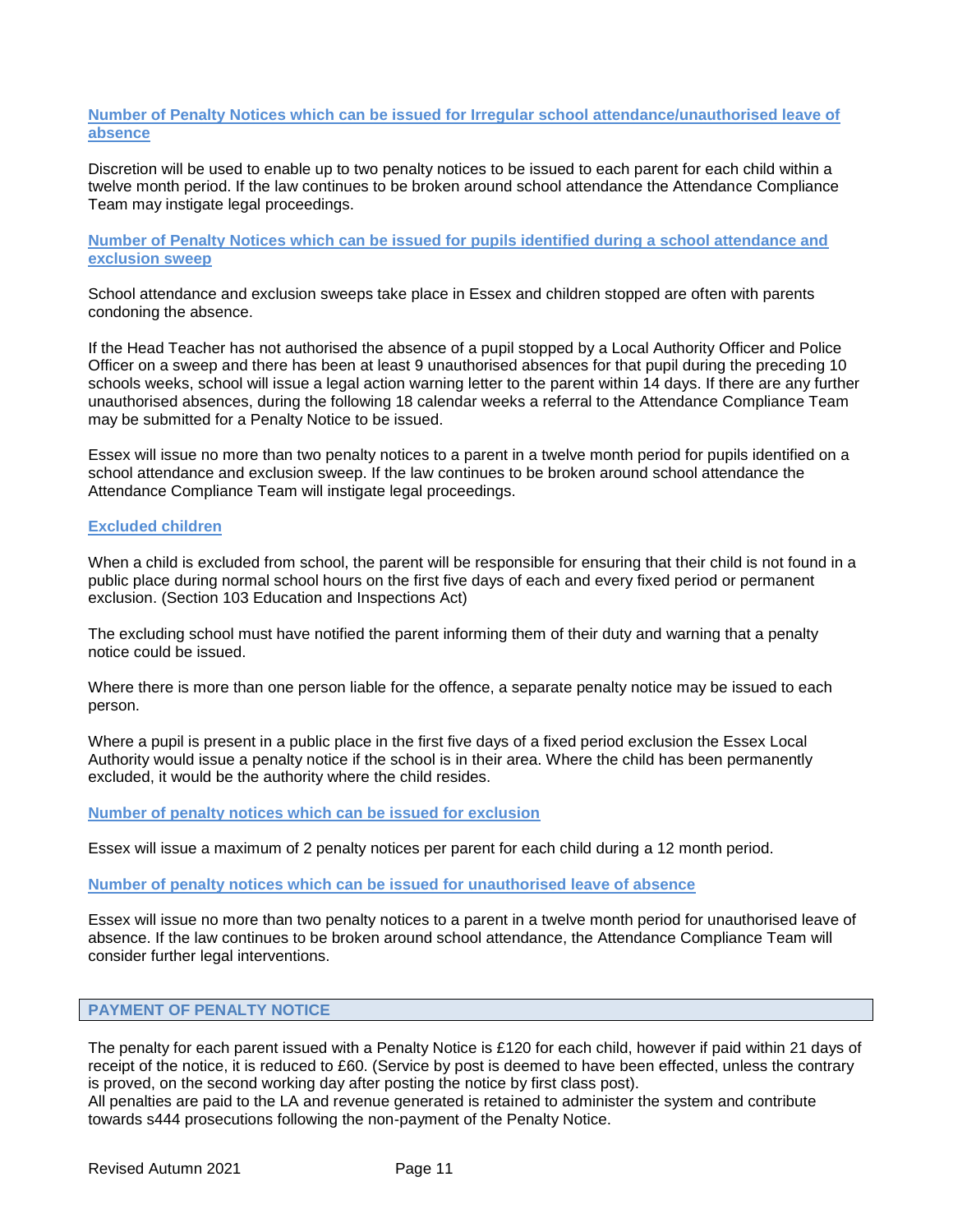### Number of Penalty Notices which can be issued for Irregular school attendance/unauthorised leave of absence

Discretion will be used to enable up to two penalty notices to be issued to each parent for each child within a twelve month period. If the law continues to be broken around school attendance the Attendance Compliance Team may instigate legal proceedings.

### Number of Penalty Notices which can be issued for pupils identified during a school attendance and exclusion sweep

School attendance and exclusion sweeps take place in Essex and children stopped are often with parents condoning the absence.

If the Head Teacher has not authorised the absence of a pupil stopped by a Local Authority Officer and Police Officer on a sweep and there has been at least 9 unauthorised absences for that pupil during the preceding 10 schools weeks, school will issue a legal action warning letter to the parent within 14 days. If there are any further unauthorised absences, during the following 18 calendar weeks a referral to the Attendance Compliance Team may be submitted for a Penalty Notice to be issued.

Essex will issue no more than two penalty notices to a parent in a twelve month period for pupils identified on a school attendance and exclusion sweep. If the law continues to be broken around school attendance the Attendance Compliance Team will instigate legal proceedings.

### Excluded children

When a child is excluded from school, the parent will be responsible for ensuring that their child is not found in a public place during normal school hours on the first five days of each and every fixed period or permanent exclusion. (Section 103 Education and Inspections Act)

The excluding school must have notified the parent informing them of their duty and warning that a penalty notice could be issued.

Where there is more than one person liable for the offence, a separate penalty notice may be issued to each person.

Where a pupil is present in a public place in the first five days of a fixed period exclusion the Essex Local Authority would issue a penalty notice if the school is in their area. Where the child has been permanently excluded, it would be the authority where the child resides.

### Number of penalty notices which can be issued for exclusion

Essex will issue a maximum of 2 penalty notices per parent for each child during a 12 month period.

### Number of penalty notices which can be issued for unauthorised leave of absence

Essex will issue no more than two penalty notices to a parent in a twelve month period for unauthorised leave of absence. If the law continues to be broken around school attendance, the Attendance Compliance Team will consider further legal interventions.

## PAYMENT OF PENALTY NOTICE

The penalty for each parent issued with a Penalty Notice is £120 for each child, however if paid within 21 days of receipt of the notice, it is reduced to £60. (Service by post is deemed to have been effected, unless the contrary is proved, on the second working day after posting the notice by first class post).
All penalties are paid to the LA and revenue generated is retained to administer the system and contribute towards s444 prosecutions following the non-payment of the Penalty Notice.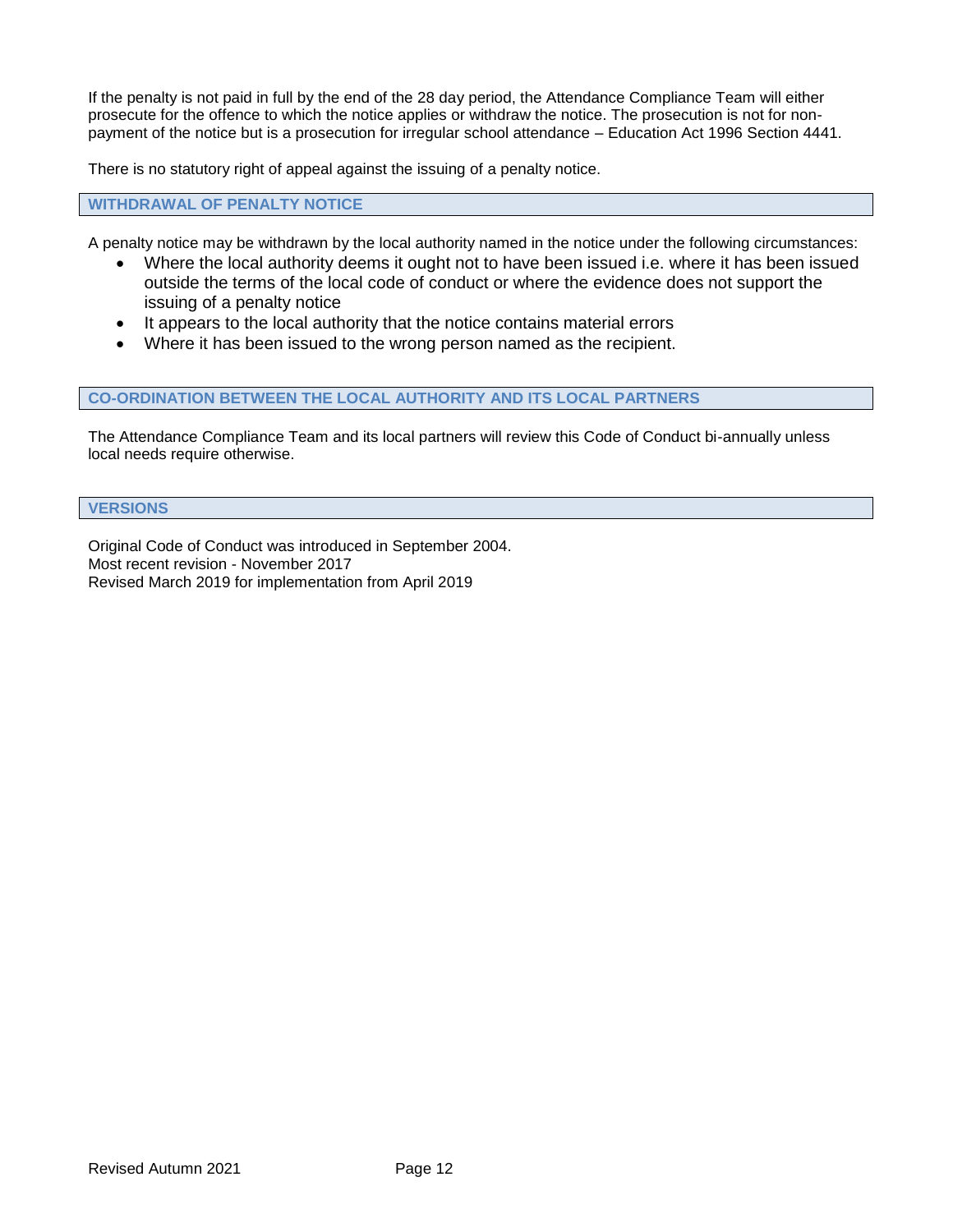If the penalty is not paid in full by the end of the 28 day period, the Attendance Compliance Team will either prosecute for the offence to which the notice applies or withdraw the notice. The prosecution is not for non-payment of the notice but is a prosecution for irregular school attendance – Education Act 1996 Section 4441.

There is no statutory right of appeal against the issuing of a penalty notice.

## WITHDRAWAL OF PENALTY NOTICE

A penalty notice may be withdrawn by the local authority named in the notice under the following circumstances:

- Where the local authority deems it ought not to have been issued i.e. where it has been issued outside the terms of the local code of conduct or where the evidence does not support the issuing of a penalty notice
- It appears to the local authority that the notice contains material errors
- Where it has been issued to the wrong person named as the recipient.

## CO-ORDINATION BETWEEN THE LOCAL AUTHORITY AND ITS LOCAL PARTNERS

The Attendance Compliance Team and its local partners will review this Code of Conduct bi-annually unless local needs require otherwise.

## VERSIONS

Original Code of Conduct was introduced in September 2004.
Most recent revision - November 2017
Revised March 2019 for implementation from April 2019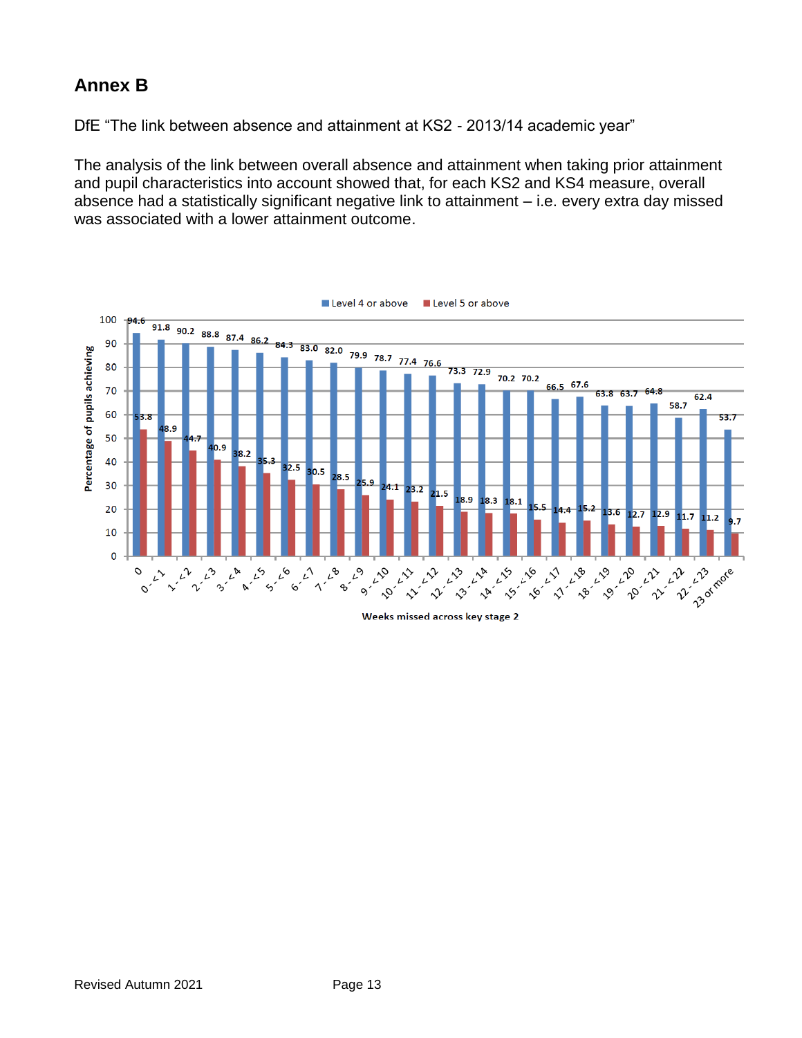## Annex B

DfE "The link between absence and attainment at KS2 - 2013/14 academic year"

The analysis of the link between overall absence and attainment when taking prior attainment and pupil characteristics into account showed that, for each KS2 and KS4 measure, overall absence had a statistically significant negative link to attainment – i.e. every extra day missed was associated with a lower attainment outcome.

Level 4 or above
Level 5 or above

Percentage of pupils achieving

100
90
80
70
60
50
40
30
20
10
0

94.6
53.8
91.8
48.9
90.2
44.7
88.8
40.9
87.4
38.2
86.2
35.3
84.3
32.5
83.0
30.5
82.0
28.5
79.9
25.9
78.7
24.1
77.4
23.2
76.6
21.5
73.3
18.9
72.9
18.3
70.2
18.1
70.2
15.5
66.5
14.4
67.6
15.2
63.8
13.6
63.7
12.7
64.8
12.9
58.7
11.7
62.4
11.2
53.7
9.7

0
0 - < 1
1 - < 2
2 - < 3
3 - < 4
4 - < 5
5 - < 6
6 - < 7
7 - < 8
8 - < 9
9 - < 10
10 - < 11
11 - < 12
12 - < 13
13 - < 14
14 - < 15
15 - < 16
16 - < 17
17 - < 18
18 - < 19
19 - < 20
20 - < 21
21 - < 22
22 - < 23
23 or more

Weeks missed across key stage 2